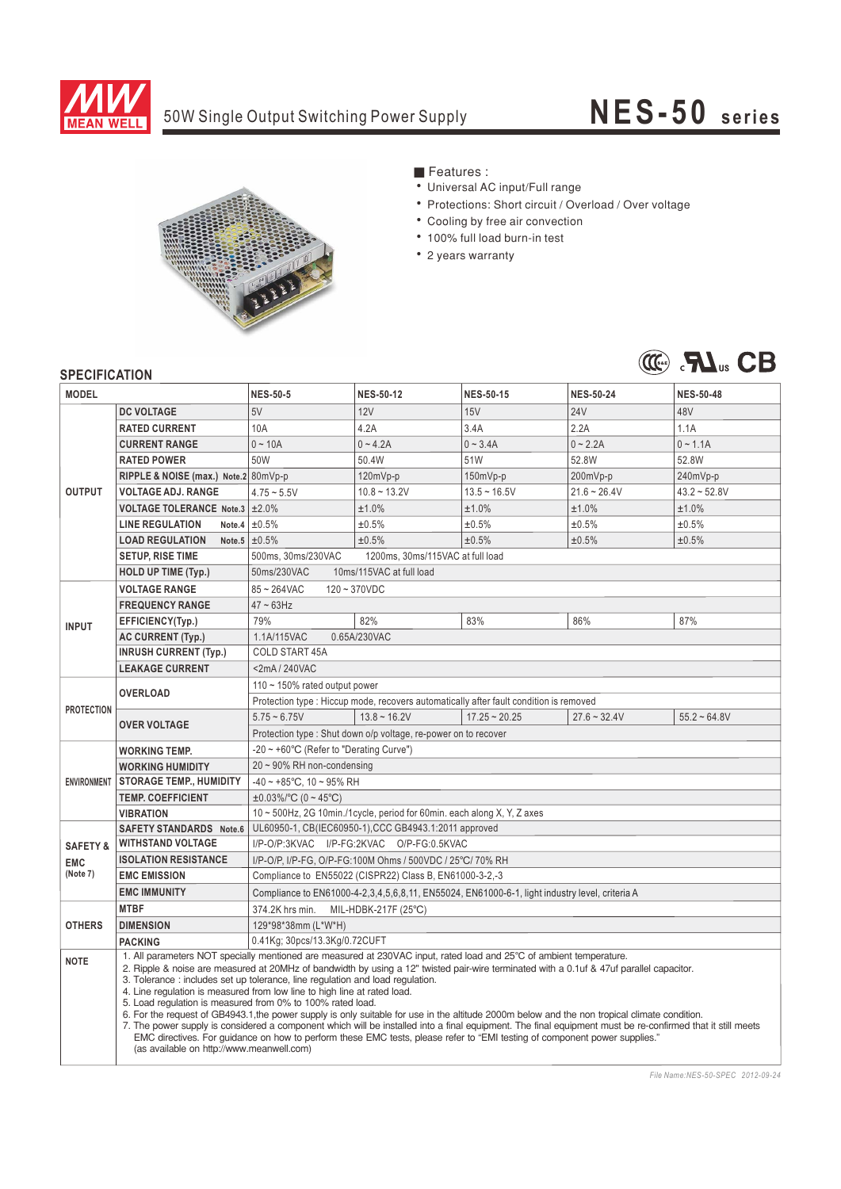# MEAN WELL

## 50W Single Output Switching Power Supply

# NES-50 series

■ Features :

- Universal AC input/Full range
- Protections: Short circuit / Overload / Over voltage
- Cooling by free air convection
- 100% full load burn-in test
- 2 years warranty

## SPECIFICATION

| MODEL | | NES-50-5 | NES-50-12 | NES-50-15 | NES-50-24 | NES-50-48 |
|---|---|---|---|---|---|---|
| OUTPUT | DC VOLTAGE | 5V | 12V | 15V | 24V | 48V |
| | RATED CURRENT | 10A | 4.2A | 3.4A | 2.2A | 1.1A |
| | CURRENT RANGE | 0 ~ 10A | 0 ~ 4.2A | 0 ~ 3.4A | 0 ~ 2.2A | 0 ~ 1.1A |
| | RATED POWER | 50W | 50.4W | 51W | 52.8W | 52.8W |
| | RIPPLE & NOISE (max.) Note.2 | 80mVp-p | 120mVp-p | 150mVp-p | 200mVp-p | 240mVp-p |
| | VOLTAGE ADJ. RANGE | 4.75 ~ 5.5V | 10.8 ~ 13.2V | 13.5 ~ 16.5V | 21.6 ~ 26.4V | 43.2 ~ 52.8V |
| | VOLTAGE TOLERANCE Note.3 | ±2.0% | ±1.0% | ±1.0% | ±1.0% | ±1.0% |
| | LINE REGULATION Note.4 | ±0.5% | ±0.5% | ±0.5% | ±0.5% | ±0.5% |
| | LOAD REGULATION Note.5 | ±0.5% | ±0.5% | ±0.5% | ±0.5% | ±0.5% |
| | SETUP, RISE TIME | 500ms, 30ms/230VAC 1200ms, 30ms/115VAC at full load | | | | |
| | HOLD UP TIME (Typ.) | 50ms/230VAC 10ms/115VAC at full load | | | | |
| INPUT | VOLTAGE RANGE | 85 ~ 264VAC 120 ~ 370VDC | | | | |
| | FREQUENCY RANGE | 47 ~ 63Hz | | | | |
| | EFFICIENCY(Typ.) | 79% | 82% | 83% | 86% | 87% |
| | AC CURRENT (Typ.) | 1.1A/115VAC 0.65A/230VAC | | | | |
| | INRUSH CURRENT (Typ.) | COLD START 45A | | | | |
| | LEAKAGE CURRENT | <2mA / 240VAC | | | | |
| PROTECTION | OVERLOAD | 110 ~ 150% rated output power | | | | |
| | | Protection type : Hiccup mode, recovers automatically after fault condition is removed | | | | |
| | OVER VOLTAGE | 5.75 ~ 6.75V | 13.8 ~ 16.2V | 17.25 ~ 20.25 | 27.6 ~ 32.4V | 55.2 ~ 64.8V |
| | | Protection type : Shut down o/p voltage, re-power on to recover | | | | |
| ENVIRONMENT | WORKING TEMP. | -20 ~ +60°C (Refer to "Derating Curve") | | | | |
| | WORKING HUMIDITY | 20 ~ 90% RH non-condensing | | | | |
| | STORAGE TEMP., HUMIDITY | -40 ~ +85°C, 10 ~ 95% RH | | | | |
| | TEMP. COEFFICIENT | ±0.03%/°C (0 ~ 45°C) | | | | |
| | VIBRATION | 10 ~ 500Hz, 2G 10min./1cycle, period for 60min. each along X, Y, Z axes | | | | |
| SAFETY & EMC (Note 7) | SAFETY STANDARDS Note.6 | UL60950-1, CB(IEC60950-1),CCC GB4943.1:2011 approved | | | | |
| | WITHSTAND VOLTAGE | I/P-O/P:3KVAC I/P-FG:2KVAC O/P-FG:0.5KVAC | | | | |
| | ISOLATION RESISTANCE | I/P-O/P, I/P-FG, O/P-FG:100M Ohms / 500VDC / 25°C/ 70% RH | | | | |
| | EMC EMISSION | Compliance to EN55022 (CISPR22) Class B, EN61000-3-2,-3 | | | | |
| | EMC IMMUNITY | Compliance to EN61000-4-2,3,4,5,6,8,11, EN55024, EN61000-6-1, light industry level, criteria A | | | | |
| OTHERS | MTBF | 374.2K hrs min. MIL-HDBK-217F (25°C) | | | | |
| | DIMENSION | 129*98*38mm (L*W*H) | | | | |
| | PACKING | 0.41Kg; 30pcs/13.3Kg/0.72CUFT | | | | |

**NOTE**

1. All parameters NOT specially mentioned are measured at 230VAC input, rated load and 25°C of ambient temperature.
2. Ripple & noise are measured at 20MHz of bandwidth by using a 12" twisted pair-wire terminated with a 0.1uf & 47uf parallel capacitor.
3. Tolerance : includes set up tolerance, line regulation and load regulation.
4. Line regulation is measured from low line to high line at rated load.
5. Load regulation is measured from 0% to 100% rated load.
6. For the request of GB4943.1,the power supply is only suitable for use in the altitude 2000m below and the non tropical climate condition.
7. The power supply is considered a component which will be installed into a final equipment. The final equipment must be re-confirmed that it still meets EMC directives. For guidance on how to perform these EMC tests, please refer to "EMI testing of component power supplies." (as available on http://www.meanwell.com)

File Name:NES-50-SPEC 2012-09-24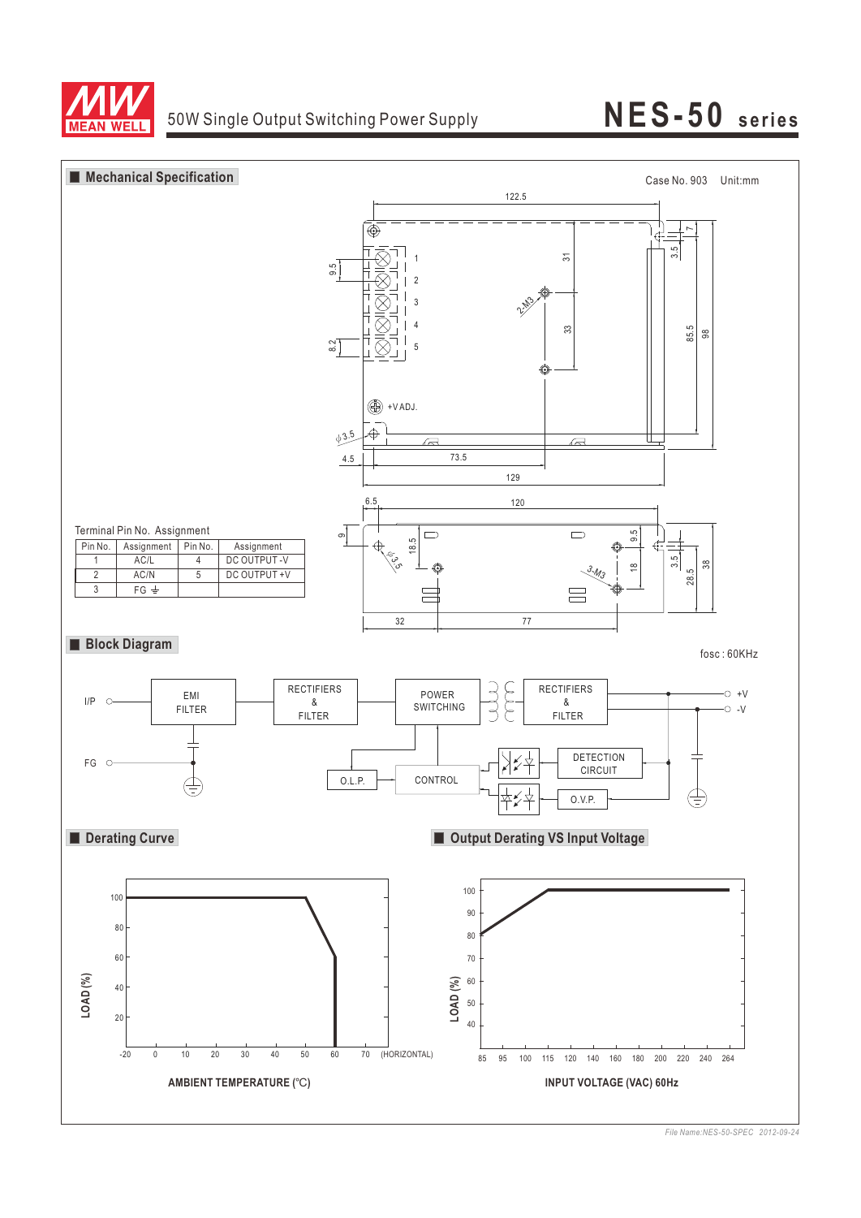MEAN WELL

50W Single Output Switching Power Supply

# NES-50 series

## Mechanical Specification

Case No. 903 Unit:mm

122.5

7

3.5

31

9.5

1

2

3

4

5

2-M3

33

85.5

98

8.2

+V ADJ.

ϕ3.5

4.5

73.5

129

6.5

120

9

18.5

9.5

ϕ3.5

3-M3

18

3.5

28.5

38

32

77

Terminal Pin No. Assignment

| Pin No. | Assignment | Pin No. | Assignment |
|---|---|---|---|
| 1 | AC/L | 4 | DC OUTPUT -V |
| 2 | AC/N | 5 | DC OUTPUT +V |
| 3 | FG ⏚ | | |

## Block Diagram

fosc : 60KHz

I/P

FG

EMI FILTER

RECTIFIERS & FILTER

POWER SWITCHING

RECTIFIERS & FILTER

+V

-V

DETECTION CIRCUIT

O.L.P.

CONTROL

O.V.P.

## Derating Curve

LOAD (%)

100

80

60

40

20

-20 0 10 20 30 40 50 60 70 (HORIZONTAL)

AMBIENT TEMPERATURE (℃)

## Output Derating VS Input Voltage

LOAD (%)

100

90

80

70

60

50

40

85 95 100 115 120 140 160 180 200 220 240 264

INPUT VOLTAGE (VAC) 60Hz

*File Name:NES-50-SPEC 2012-09-24*